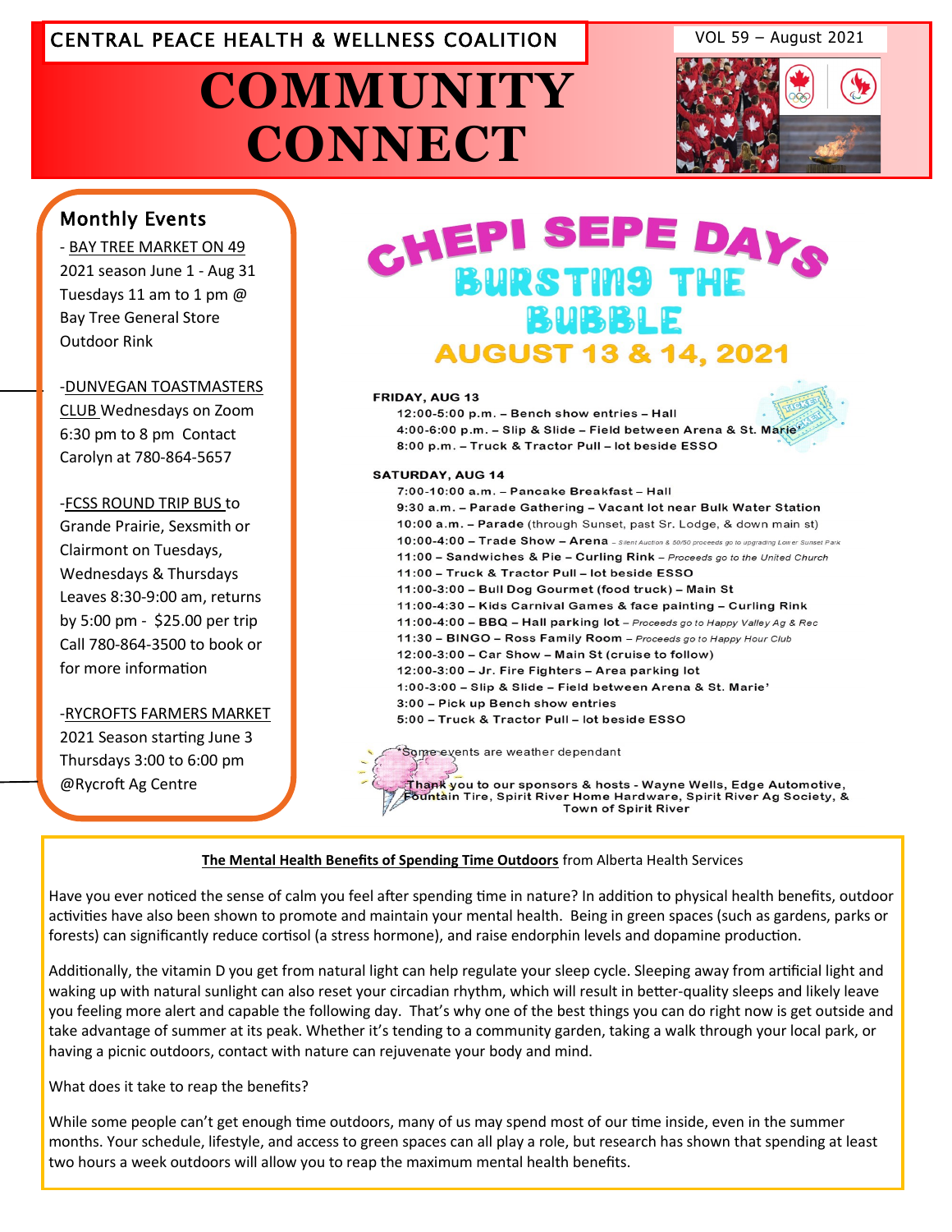CENTRAL PEACE HEALTH & WELLNESS COALITION

VOL 59 – August 2021

# COMMUNITY CONNECT

## Monthly Events

- BAY TREE MARKET ON 49
2021 season June 1 - Aug 31
Tuesdays 11 am to 1 pm @ Bay Tree General Store Outdoor Rink

-DUNVEGAN TOASTMASTERS CLUB Wednesdays on Zoom 6:30 pm to 8 pm Contact Carolyn at 780-864-5657

-FCSS ROUND TRIP BUS to Grande Prairie, Sexsmith or Clairmont on Tuesdays, Wednesdays & Thursdays
Leaves 8:30-9:00 am, returns by 5:00 pm - $25.00 per trip
Call 780-864-3500 to book or for more information

-RYCROFTS FARMERS MARKET
2021 Season starting June 3
Thursdays 3:00 to 6:00 pm
@Rycroft Ag Centre

## CHEPI SEPE DAYS

### BURSTING THE BUBBLE

### AUGUST 13 & 14, 2021

**FRIDAY, AUG 13**

- 12:00-5:00 p.m. – Bench show entries – Hall
- 4:00-6:00 p.m. – Slip & Slide – Field between Arena & St. Marie'
- 8:00 p.m. – Truck & Tractor Pull – lot beside ESSO

**SATURDAY, AUG 14**

- 7:00-10:00 a.m. – Pancake Breakfast – Hall
- 9:30 a.m. – Parade Gathering – Vacant lot near Bulk Water Station
- 10:00 a.m. – Parade (through Sunset, past Sr. Lodge, & down main st)
- 10:00-4:00 – Trade Show – Arena – *Silent Auction & 50/50 proceeds go to upgrading Lower Sunset Park*
- 11:00 – Sandwiches & Pie – Curling Rink – *Proceeds go to the United Church*
- 11:00 – Truck & Tractor Pull – lot beside ESSO
- 11:00-3:00 – Bull Dog Gourmet (food truck) – Main St
- 11:00-4:30 – Kids Carnival Games & face painting – Curling Rink
- 11:00-4:00 – BBQ – Hall parking lot – *Proceeds go to Happy Valley Ag & Rec*
- 11:30 – BINGO – Ross Family Room – *Proceeds go to Happy Hour Club*
- 12:00-3:00 – Car Show – Main St (cruise to follow)
- 12:00-3:00 – Jr. Fire Fighters – Area parking lot
- 1:00-3:00 – Slip & Slide – Field between Arena & St. Marie'
- 3:00 – Pick up Bench show entries
- 5:00 – Truck & Tractor Pull – lot beside ESSO

*Some events are weather dependant

Thank you to our sponsors & hosts - Wayne Wells, Edge Automotive, Fountain Tire, Spirit River Home Hardware, Spirit River Ag Society, & Town of Spirit River

**The Mental Health Benefits of Spending Time Outdoors** from Alberta Health Services

Have you ever noticed the sense of calm you feel after spending time in nature? In addition to physical health benefits, outdoor activities have also been shown to promote and maintain your mental health. Being in green spaces (such as gardens, parks or forests) can significantly reduce cortisol (a stress hormone), and raise endorphin levels and dopamine production.

Additionally, the vitamin D you get from natural light can help regulate your sleep cycle. Sleeping away from artificial light and waking up with natural sunlight can also reset your circadian rhythm, which will result in better-quality sleeps and likely leave you feeling more alert and capable the following day. That's why one of the best things you can do right now is get outside and take advantage of summer at its peak. Whether it's tending to a community garden, taking a walk through your local park, or having a picnic outdoors, contact with nature can rejuvenate your body and mind.

What does it take to reap the benefits?

While some people can't get enough time outdoors, many of us may spend most of our time inside, even in the summer months. Your schedule, lifestyle, and access to green spaces can all play a role, but research has shown that spending at least two hours a week outdoors will allow you to reap the maximum mental health benefits.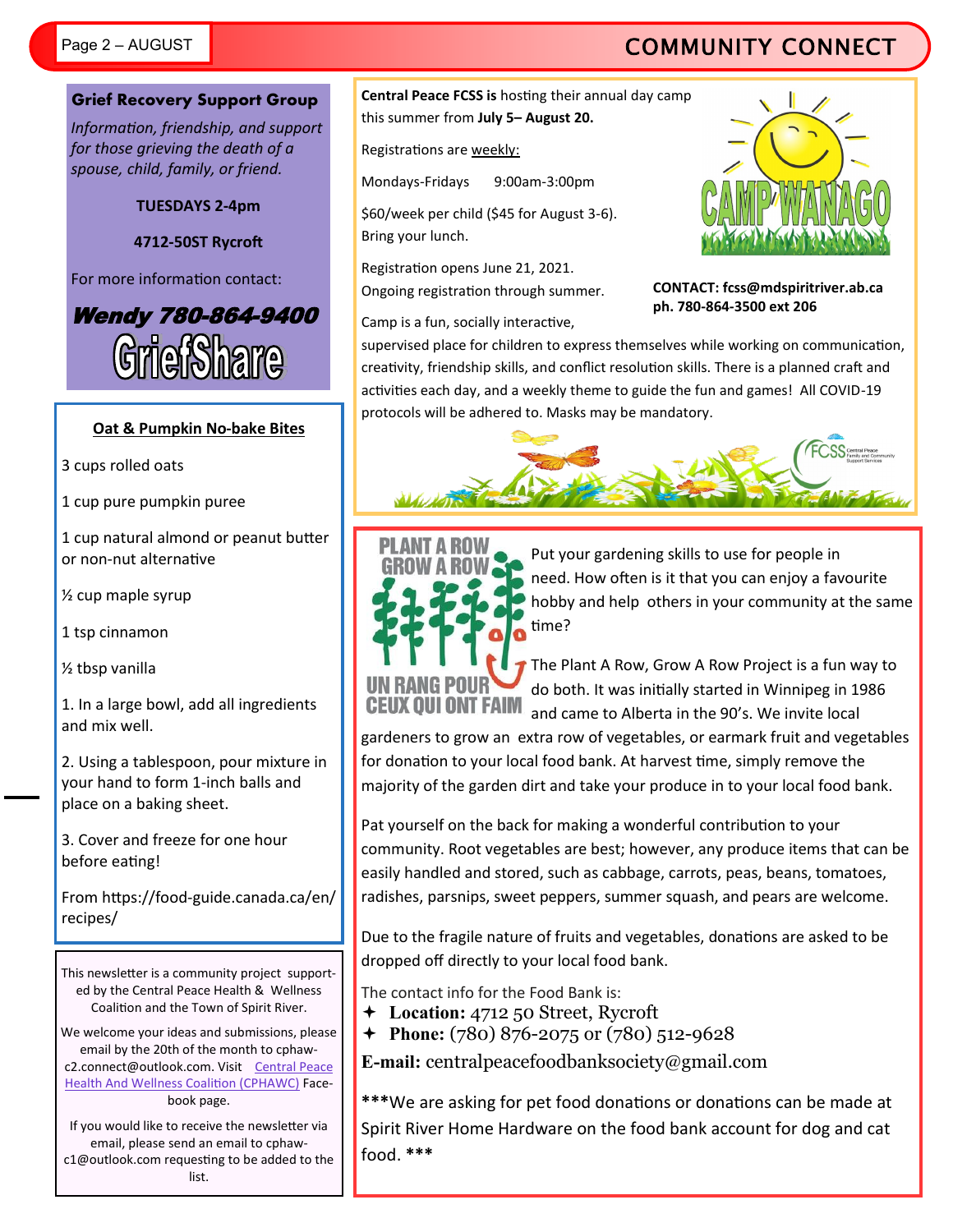## Grief Recovery Support Group

*Information, friendship, and support for those grieving the death of a spouse, child, family, or friend.*

**TUESDAYS 2-4pm**

**4712-50ST Rycroft**

For more information contact:

***Wendy 780-864-9400***

GriefShare

### Oat & Pumpkin No-bake Bites

3 cups rolled oats

1 cup pure pumpkin puree

1 cup natural almond or peanut butter or non-nut alternative

½ cup maple syrup

1 tsp cinnamon

½ tbsp vanilla

1. In a large bowl, add all ingredients and mix well.

2. Using a tablespoon, pour mixture in your hand to form 1-inch balls and place on a baking sheet.

3. Cover and freeze for one hour before eating!

From https://food-guide.canada.ca/en/recipes/

This newsletter is a community project supported by the Central Peace Health & Wellness Coalition and the Town of Spirit River.

We welcome your ideas and submissions, please email by the 20th of the month to cphawc2.connect@outlook.com. Visit Central Peace Health And Wellness Coalition (CPHAWC) Facebook page.

If you would like to receive the newsletter via email, please send an email to cphawc1@outlook.com requesting to be added to the list.

## Camp Wanago

**Central Peace FCSS is** hosting their annual day camp this summer from **July 5– August 20.**

Registrations are weekly:

Mondays-Fridays 9:00am-3:00pm

$60/week per child ($45 for August 3-6). Bring your lunch.

Registration opens June 21, 2021. Ongoing registration through summer.

**CONTACT: fcss@mdspiritriver.ab.ca**
**ph. 780-864-3500 ext 206**

Camp is a fun, socially interactive, supervised place for children to express themselves while working on communication, creativity, friendship skills, and conflict resolution skills. There is a planned craft and activities each day, and a weekly theme to guide the fun and games! All COVID-19 protocols will be adhered to. Masks may be mandatory.

FCSS Central Peace Family and Community Support Services

## PLANT A ROW GROW A ROW
UN RANG POUR CEUX QUI ONT FAIM

Put your gardening skills to use for people in need. How often is it that you can enjoy a favourite hobby and help others in your community at the same time?

The Plant A Row, Grow A Row Project is a fun way to do both. It was initially started in Winnipeg in 1986 and came to Alberta in the 90's. We invite local gardeners to grow an extra row of vegetables, or earmark fruit and vegetables for donation to your local food bank. At harvest time, simply remove the majority of the garden dirt and take your produce in to your local food bank.

Pat yourself on the back for making a wonderful contribution to your community. Root vegetables are best; however, any produce items that can be easily handled and stored, such as cabbage, carrots, peas, beans, tomatoes, radishes, parsnips, sweet peppers, summer squash, and pears are welcome.

Due to the fragile nature of fruits and vegetables, donations are asked to be dropped off directly to your local food bank.

The contact info for the Food Bank is:

- **Location:** 4712 50 Street, Rycroft
- **Phone:** (780) 876-2075 or (780) 512-9628

**E-mail:** centralpeacefoodbanksociety@gmail.com

***We are asking for pet food donations or donations can be made at Spirit River Home Hardware on the food bank account for dog and cat food. ***